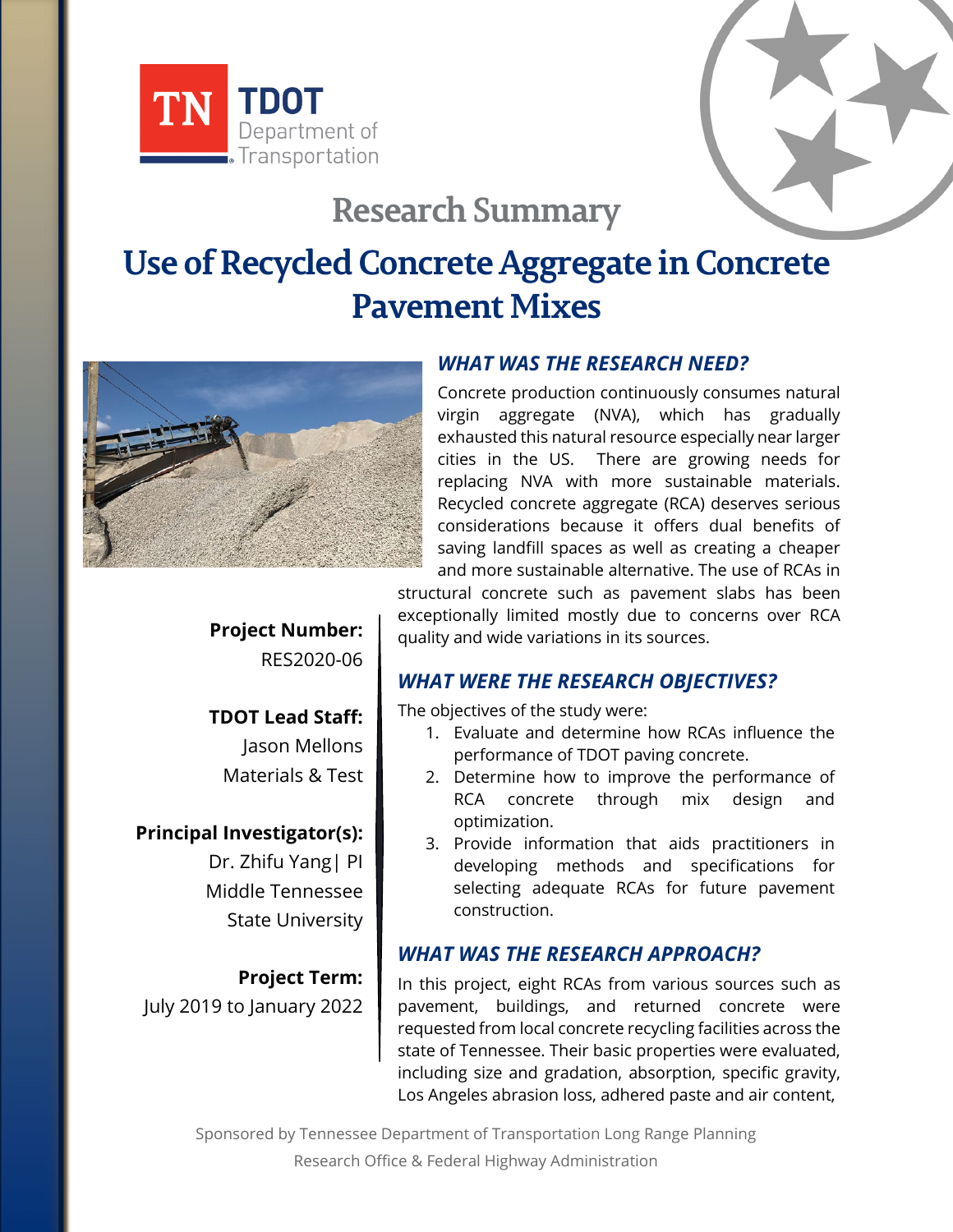# Research Summary

# Use of Recycled Concrete Aggregate in Concrete Pavement Mixes

**Project Number:**
RES2020-06

**TDOT Lead Staff:**
Jason Mellons
Materials & Test

**Principal Investigator(s):**
Dr. Zhifu Yang| PI
Middle Tennessee State University

**Project Term:**
July 2019 to January 2022

## *WHAT WAS THE RESEARCH NEED?*

Concrete production continuously consumes natural virgin aggregate (NVA), which has gradually exhausted this natural resource especially near larger cities in the US. There are growing needs for replacing NVA with more sustainable materials. Recycled concrete aggregate (RCA) deserves serious considerations because it offers dual benefits of saving landfill spaces as well as creating a cheaper and more sustainable alternative. The use of RCAs in structural concrete such as pavement slabs has been exceptionally limited mostly due to concerns over RCA quality and wide variations in its sources.

## *WHAT WERE THE RESEARCH OBJECTIVES?*

The objectives of the study were:

1. Evaluate and determine how RCAs influence the performance of TDOT paving concrete.
2. Determine how to improve the performance of RCA concrete through mix design and optimization.
3. Provide information that aids practitioners in developing methods and specifications for selecting adequate RCAs for future pavement construction.

## *WHAT WAS THE RESEARCH APPROACH?*

In this project, eight RCAs from various sources such as pavement, buildings, and returned concrete were requested from local concrete recycling facilities across the state of Tennessee. Their basic properties were evaluated, including size and gradation, absorption, specific gravity, Los Angeles abrasion loss, adhered paste and air content,

Sponsored by Tennessee Department of Transportation Long Range Planning Research Office & Federal Highway Administration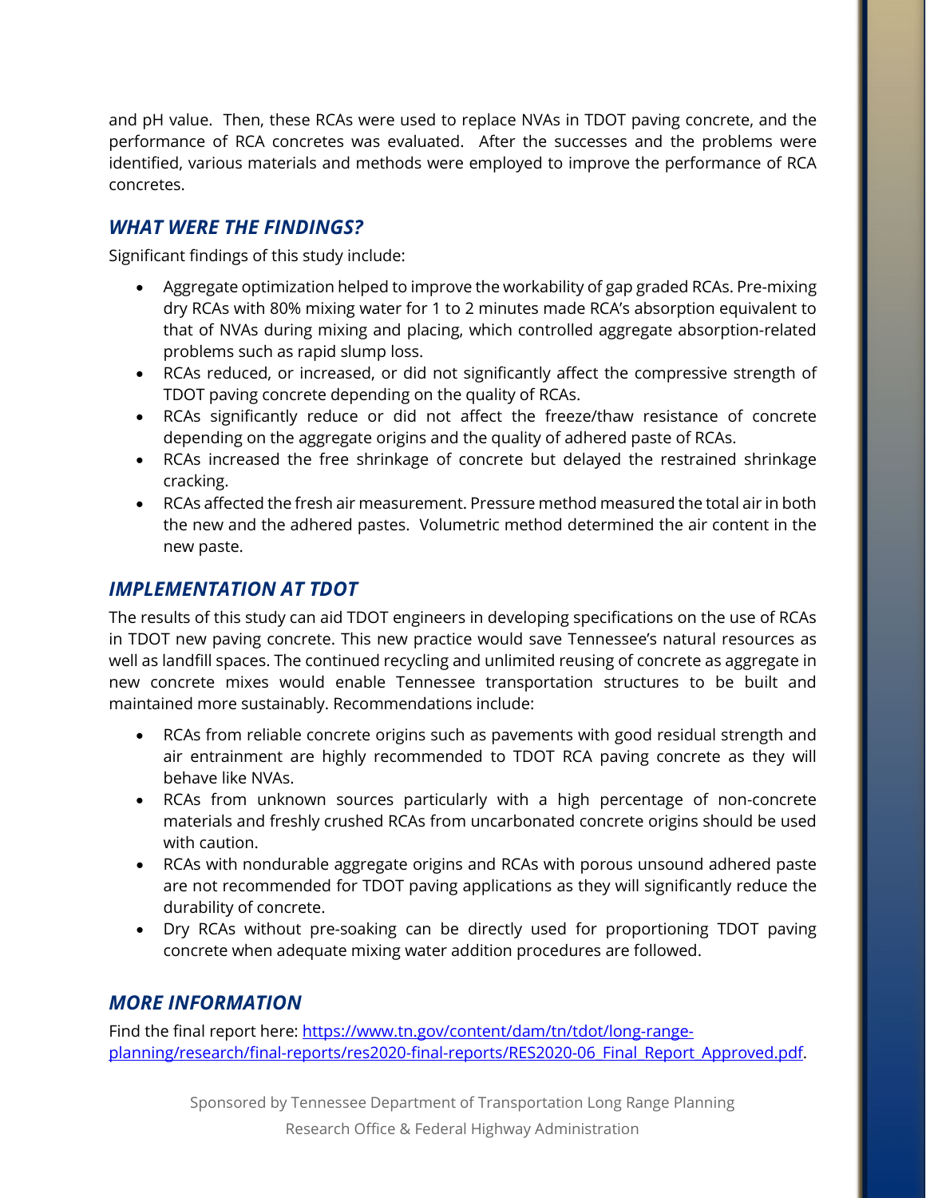and pH value. Then, these RCAs were used to replace NVAs in TDOT paving concrete, and the performance of RCA concretes was evaluated. After the successes and the problems were identified, various materials and methods were employed to improve the performance of RCA concretes.

## *WHAT WERE THE FINDINGS?*

Significant findings of this study include:

- Aggregate optimization helped to improve the workability of gap graded RCAs. Pre-mixing dry RCAs with 80% mixing water for 1 to 2 minutes made RCA's absorption equivalent to that of NVAs during mixing and placing, which controlled aggregate absorption-related problems such as rapid slump loss.
- RCAs reduced, or increased, or did not significantly affect the compressive strength of TDOT paving concrete depending on the quality of RCAs.
- RCAs significantly reduce or did not affect the freeze/thaw resistance of concrete depending on the aggregate origins and the quality of adhered paste of RCAs.
- RCAs increased the free shrinkage of concrete but delayed the restrained shrinkage cracking.
- RCAs affected the fresh air measurement. Pressure method measured the total air in both the new and the adhered pastes. Volumetric method determined the air content in the new paste.

## *IMPLEMENTATION AT TDOT*

The results of this study can aid TDOT engineers in developing specifications on the use of RCAs in TDOT new paving concrete. This new practice would save Tennessee's natural resources as well as landfill spaces. The continued recycling and unlimited reusing of concrete as aggregate in new concrete mixes would enable Tennessee transportation structures to be built and maintained more sustainably. Recommendations include:

- RCAs from reliable concrete origins such as pavements with good residual strength and air entrainment are highly recommended to TDOT RCA paving concrete as they will behave like NVAs.
- RCAs from unknown sources particularly with a high percentage of non-concrete materials and freshly crushed RCAs from uncarbonated concrete origins should be used with caution.
- RCAs with nondurable aggregate origins and RCAs with porous unsound adhered paste are not recommended for TDOT paving applications as they will significantly reduce the durability of concrete.
- Dry RCAs without pre-soaking can be directly used for proportioning TDOT paving concrete when adequate mixing water addition procedures are followed.

## *MORE INFORMATION*

Find the final report here: [https://www.tn.gov/content/dam/tn/tdot/long-range-planning/research/final-reports/res2020-final-reports/RES2020-06_Final_Report_Approved.pdf](https://www.tn.gov/content/dam/tn/tdot/long-range-planning/research/final-reports/res2020-final-reports/RES2020-06_Final_Report_Approved.pdf).

Sponsored by Tennessee Department of Transportation Long Range Planning Research Office & Federal Highway Administration